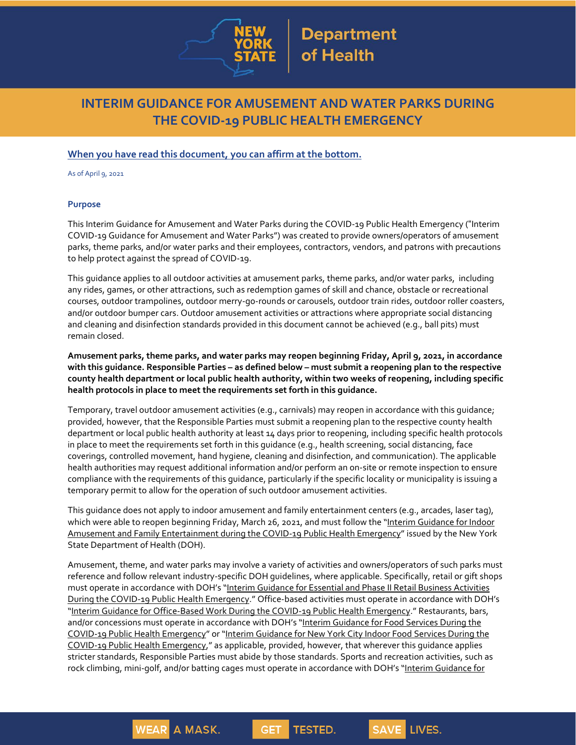# INTERIM GUIDANCE FOR AMUSEMENT AND WATER PARKS DURING THE COVID-19 PUBLIC HEALTH EMERGENCY

**When you have read this document, you can affirm at the bottom.**

As of April 9, 2021

## Purpose

This Interim Guidance for Amusement and Water Parks during the COVID-19 Public Health Emergency ("Interim COVID-19 Guidance for Amusement and Water Parks") was created to provide owners/operators of amusement parks, theme parks, and/or water parks and their employees, contractors, vendors, and patrons with precautions to help protect against the spread of COVID-19.

This guidance applies to all outdoor activities at amusement parks, theme parks, and/or water parks, including any rides, games, or other attractions, such as redemption games of skill and chance, obstacle or recreational courses, outdoor trampolines, outdoor merry-go-rounds or carousels, outdoor train rides, outdoor roller coasters, and/or outdoor bumper cars. Outdoor amusement activities or attractions where appropriate social distancing and cleaning and disinfection standards provided in this document cannot be achieved (e.g., ball pits) must remain closed.

**Amusement parks, theme parks, and water parks may reopen beginning Friday, April 9, 2021, in accordance with this guidance. Responsible Parties – as defined below – must submit a reopening plan to the respective county health department or local public health authority, within two weeks of reopening, including specific health protocols in place to meet the requirements set forth in this guidance.**

Temporary, travel outdoor amusement activities (e.g., carnivals) may reopen in accordance with this guidance; provided, however, that the Responsible Parties must submit a reopening plan to the respective county health department or local public health authority at least 14 days prior to reopening, including specific health protocols in place to meet the requirements set forth in this guidance (e.g., health screening, social distancing, face coverings, controlled movement, hand hygiene, cleaning and disinfection, and communication). The applicable health authorities may request additional information and/or perform an on-site or remote inspection to ensure compliance with the requirements of this guidance, particularly if the specific locality or municipality is issuing a temporary permit to allow for the operation of such outdoor amusement activities.

This guidance does not apply to indoor amusement and family entertainment centers (e.g., arcades, laser tag), which were able to reopen beginning Friday, March 26, 2021, and must follow the "Interim Guidance for Indoor Amusement and Family Entertainment during the COVID-19 Public Health Emergency" issued by the New York State Department of Health (DOH).

Amusement, theme, and water parks may involve a variety of activities and owners/operators of such parks must reference and follow relevant industry-specific DOH guidelines, where applicable. Specifically, retail or gift shops must operate in accordance with DOH's "Interim Guidance for Essential and Phase II Retail Business Activities During the COVID-19 Public Health Emergency." Office-based activities must operate in accordance with DOH's "Interim Guidance for Office-Based Work During the COVID-19 Public Health Emergency." Restaurants, bars, and/or concessions must operate in accordance with DOH's "Interim Guidance for Food Services During the COVID-19 Public Health Emergency" or "Interim Guidance for New York City Indoor Food Services During the COVID-19 Public Health Emergency," as applicable, provided, however, that wherever this guidance applies stricter standards, Responsible Parties must abide by those standards. Sports and recreation activities, such as rock climbing, mini-golf, and/or batting cages must operate in accordance with DOH's "Interim Guidance for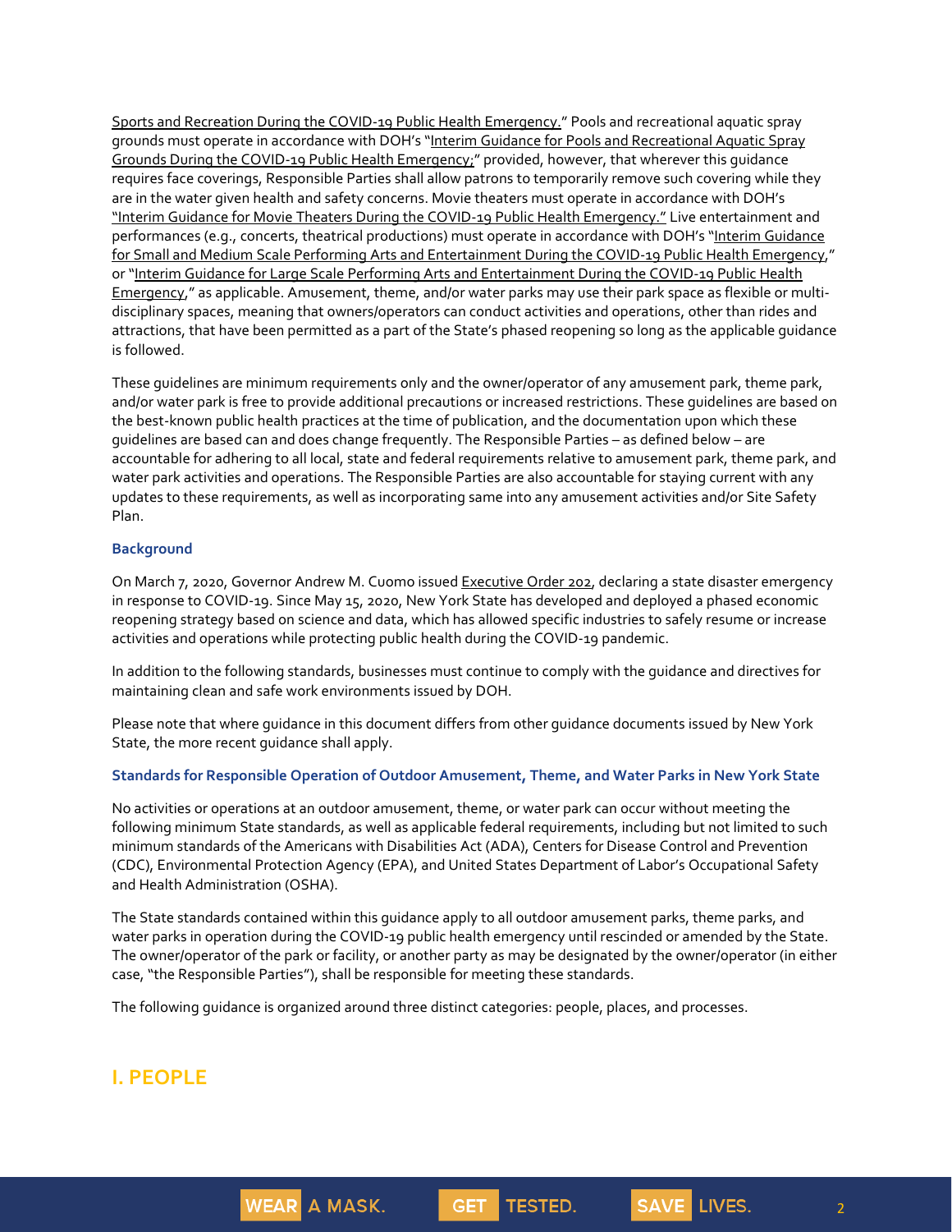Sports and Recreation During the COVID-19 Public Health Emergency." Pools and recreational aquatic spray grounds must operate in accordance with DOH's "Interim Guidance for Pools and Recreational Aquatic Spray Grounds During the COVID-19 Public Health Emergency;" provided, however, that wherever this guidance requires face coverings, Responsible Parties shall allow patrons to temporarily remove such covering while they are in the water given health and safety concerns. Movie theaters must operate in accordance with DOH's "Interim Guidance for Movie Theaters During the COVID-19 Public Health Emergency." Live entertainment and performances (e.g., concerts, theatrical productions) must operate in accordance with DOH's "Interim Guidance for Small and Medium Scale Performing Arts and Entertainment During the COVID-19 Public Health Emergency," or "Interim Guidance for Large Scale Performing Arts and Entertainment During the COVID-19 Public Health Emergency," as applicable. Amusement, theme, and/or water parks may use their park space as flexible or multi-disciplinary spaces, meaning that owners/operators can conduct activities and operations, other than rides and attractions, that have been permitted as a part of the State's phased reopening so long as the applicable guidance is followed.

These guidelines are minimum requirements only and the owner/operator of any amusement park, theme park, and/or water park is free to provide additional precautions or increased restrictions. These guidelines are based on the best-known public health practices at the time of publication, and the documentation upon which these guidelines are based can and does change frequently. The Responsible Parties – as defined below – are accountable for adhering to all local, state and federal requirements relative to amusement park, theme park, and water park activities and operations. The Responsible Parties are also accountable for staying current with any updates to these requirements, as well as incorporating same into any amusement activities and/or Site Safety Plan.

### Background

On March 7, 2020, Governor Andrew M. Cuomo issued Executive Order 202, declaring a state disaster emergency in response to COVID-19. Since May 15, 2020, New York State has developed and deployed a phased economic reopening strategy based on science and data, which has allowed specific industries to safely resume or increase activities and operations while protecting public health during the COVID-19 pandemic.

In addition to the following standards, businesses must continue to comply with the guidance and directives for maintaining clean and safe work environments issued by DOH.

Please note that where guidance in this document differs from other guidance documents issued by New York State, the more recent guidance shall apply.

### Standards for Responsible Operation of Outdoor Amusement, Theme, and Water Parks in New York State

No activities or operations at an outdoor amusement, theme, or water park can occur without meeting the following minimum State standards, as well as applicable federal requirements, including but not limited to such minimum standards of the Americans with Disabilities Act (ADA), Centers for Disease Control and Prevention (CDC), Environmental Protection Agency (EPA), and United States Department of Labor's Occupational Safety and Health Administration (OSHA).

The State standards contained within this guidance apply to all outdoor amusement parks, theme parks, and water parks in operation during the COVID-19 public health emergency until rescinded or amended by the State. The owner/operator of the park or facility, or another party as may be designated by the owner/operator (in either case, "the Responsible Parties"), shall be responsible for meeting these standards.

The following guidance is organized around three distinct categories: people, places, and processes.

## I. PEOPLE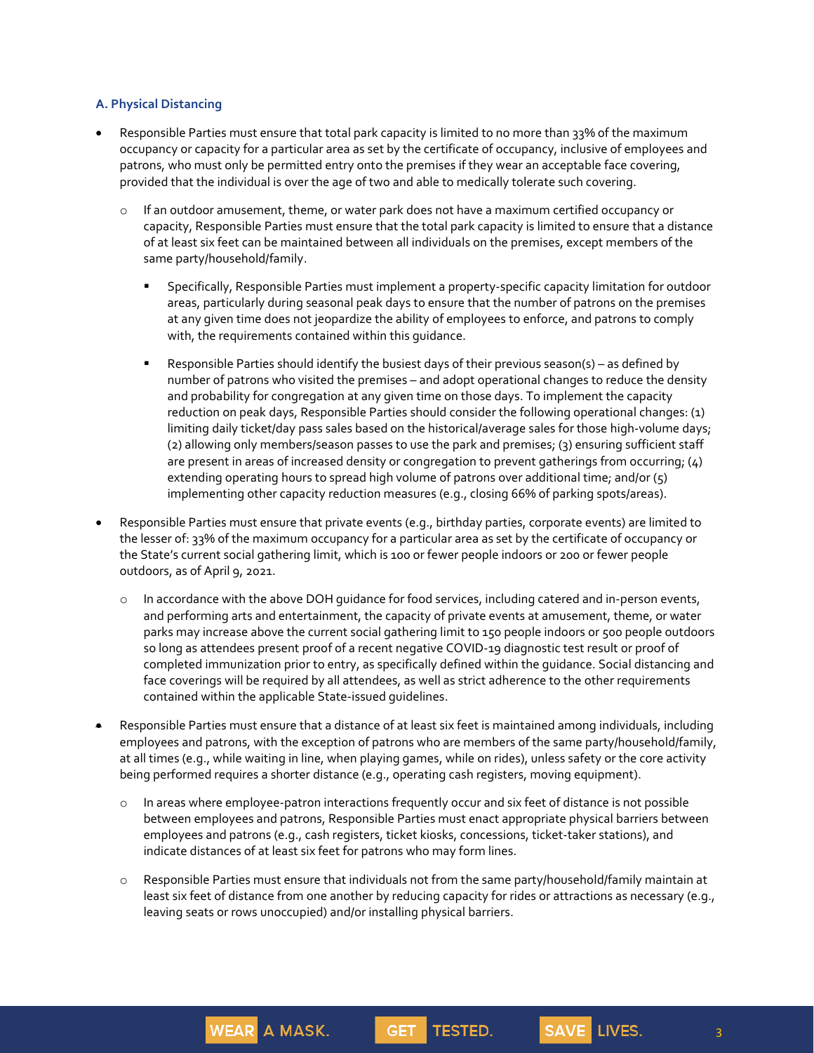### A. Physical Distancing

- Responsible Parties must ensure that total park capacity is limited to no more than 33% of the maximum occupancy or capacity for a particular area as set by the certificate of occupancy, inclusive of employees and patrons, who must only be permitted entry onto the premises if they wear an acceptable face covering, provided that the individual is over the age of two and able to medically tolerate such covering.
  - If an outdoor amusement, theme, or water park does not have a maximum certified occupancy or capacity, Responsible Parties must ensure that the total park capacity is limited to ensure that a distance of at least six feet can be maintained between all individuals on the premises, except members of the same party/household/family.
    - Specifically, Responsible Parties must implement a property-specific capacity limitation for outdoor areas, particularly during seasonal peak days to ensure that the number of patrons on the premises at any given time does not jeopardize the ability of employees to enforce, and patrons to comply with, the requirements contained within this guidance.
    - Responsible Parties should identify the busiest days of their previous season(s) – as defined by number of patrons who visited the premises – and adopt operational changes to reduce the density and probability for congregation at any given time on those days. To implement the capacity reduction on peak days, Responsible Parties should consider the following operational changes: (1) limiting daily ticket/day pass sales based on the historical/average sales for those high-volume days; (2) allowing only members/season passes to use the park and premises; (3) ensuring sufficient staff are present in areas of increased density or congregation to prevent gatherings from occurring; (4) extending operating hours to spread high volume of patrons over additional time; and/or (5) implementing other capacity reduction measures (e.g., closing 66% of parking spots/areas).
- Responsible Parties must ensure that private events (e.g., birthday parties, corporate events) are limited to the lesser of: 33% of the maximum occupancy for a particular area as set by the certificate of occupancy or the State's current social gathering limit, which is 100 or fewer people indoors or 200 or fewer people outdoors, as of April 9, 2021.
  - In accordance with the above DOH guidance for food services, including catered and in-person events, and performing arts and entertainment, the capacity of private events at amusement, theme, or water parks may increase above the current social gathering limit to 150 people indoors or 500 people outdoors so long as attendees present proof of a recent negative COVID-19 diagnostic test result or proof of completed immunization prior to entry, as specifically defined within the guidance. Social distancing and face coverings will be required by all attendees, as well as strict adherence to the other requirements contained within the applicable State-issued guidelines.
- Responsible Parties must ensure that a distance of at least six feet is maintained among individuals, including employees and patrons, with the exception of patrons who are members of the same party/household/family, at all times (e.g., while waiting in line, when playing games, while on rides), unless safety or the core activity being performed requires a shorter distance (e.g., operating cash registers, moving equipment).
  - In areas where employee-patron interactions frequently occur and six feet of distance is not possible between employees and patrons, Responsible Parties must enact appropriate physical barriers between employees and patrons (e.g., cash registers, ticket kiosks, concessions, ticket-taker stations), and indicate distances of at least six feet for patrons who may form lines.
  - Responsible Parties must ensure that individuals not from the same party/household/family maintain at least six feet of distance from one another by reducing capacity for rides or attractions as necessary (e.g., leaving seats or rows unoccupied) and/or installing physical barriers.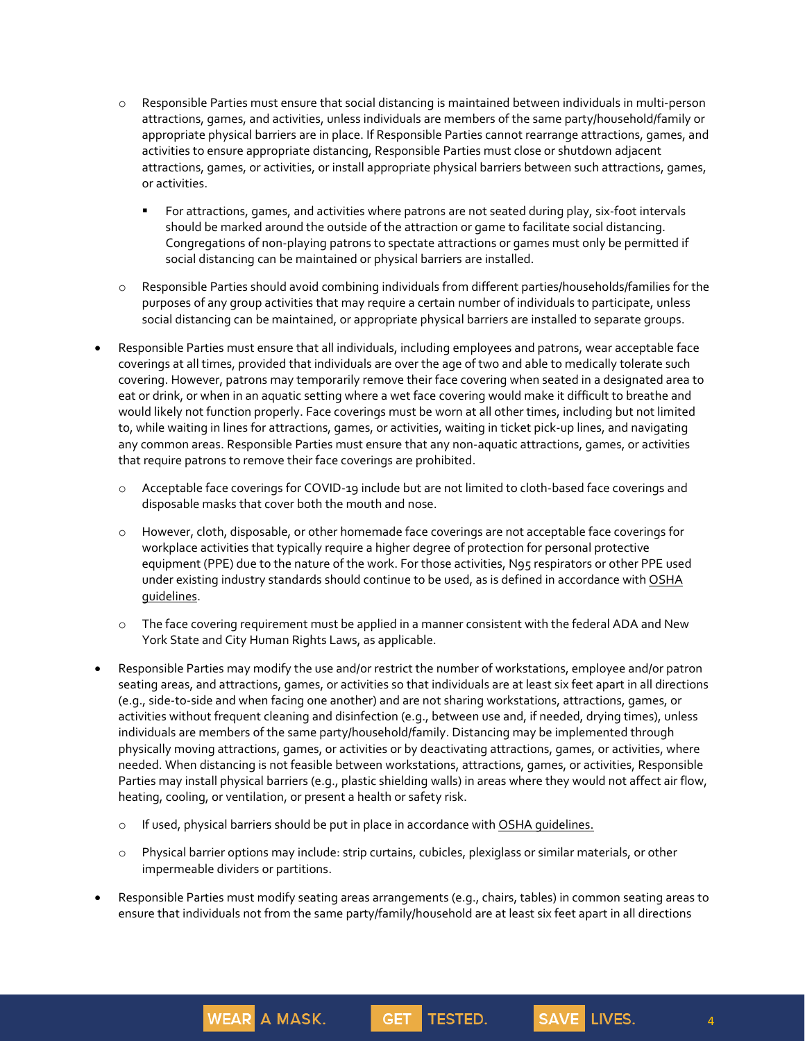- Responsible Parties must ensure that social distancing is maintained between individuals in multi-person attractions, games, and activities, unless individuals are members of the same party/household/family or appropriate physical barriers are in place. If Responsible Parties cannot rearrange attractions, games, and activities to ensure appropriate distancing, Responsible Parties must close or shutdown adjacent attractions, games, or activities, or install appropriate physical barriers between such attractions, games, or activities.
    - For attractions, games, and activities where patrons are not seated during play, six-foot intervals should be marked around the outside of the attraction or game to facilitate social distancing. Congregations of non-playing patrons to spectate attractions or games must only be permitted if social distancing can be maintained or physical barriers are installed.
  - Responsible Parties should avoid combining individuals from different parties/households/families for the purposes of any group activities that may require a certain number of individuals to participate, unless social distancing can be maintained, or appropriate physical barriers are installed to separate groups.
- Responsible Parties must ensure that all individuals, including employees and patrons, wear acceptable face coverings at all times, provided that individuals are over the age of two and able to medically tolerate such covering. However, patrons may temporarily remove their face covering when seated in a designated area to eat or drink, or when in an aquatic setting where a wet face covering would make it difficult to breathe and would likely not function properly. Face coverings must be worn at all other times, including but not limited to, while waiting in lines for attractions, games, or activities, waiting in ticket pick-up lines, and navigating any common areas. Responsible Parties must ensure that any non-aquatic attractions, games, or activities that require patrons to remove their face coverings are prohibited.
  - Acceptable face coverings for COVID-19 include but are not limited to cloth-based face coverings and disposable masks that cover both the mouth and nose.
  - However, cloth, disposable, or other homemade face coverings are not acceptable face coverings for workplace activities that typically require a higher degree of protection for personal protective equipment (PPE) due to the nature of the work. For those activities, N95 respirators or other PPE used under existing industry standards should continue to be used, as is defined in accordance with OSHA guidelines.
  - The face covering requirement must be applied in a manner consistent with the federal ADA and New York State and City Human Rights Laws, as applicable.
- Responsible Parties may modify the use and/or restrict the number of workstations, employee and/or patron seating areas, and attractions, games, or activities so that individuals are at least six feet apart in all directions (e.g., side-to-side and when facing one another) and are not sharing workstations, attractions, games, or activities without frequent cleaning and disinfection (e.g., between use and, if needed, drying times), unless individuals are members of the same party/household/family. Distancing may be implemented through physically moving attractions, games, or activities or by deactivating attractions, games, or activities, where needed. When distancing is not feasible between workstations, attractions, games, or activities, Responsible Parties may install physical barriers (e.g., plastic shielding walls) in areas where they would not affect air flow, heating, cooling, or ventilation, or present a health or safety risk.
  - If used, physical barriers should be put in place in accordance with OSHA guidelines.
  - Physical barrier options may include: strip curtains, cubicles, plexiglass or similar materials, or other impermeable dividers or partitions.
- Responsible Parties must modify seating areas arrangements (e.g., chairs, tables) in common seating areas to ensure that individuals not from the same party/family/household are at least six feet apart in all directions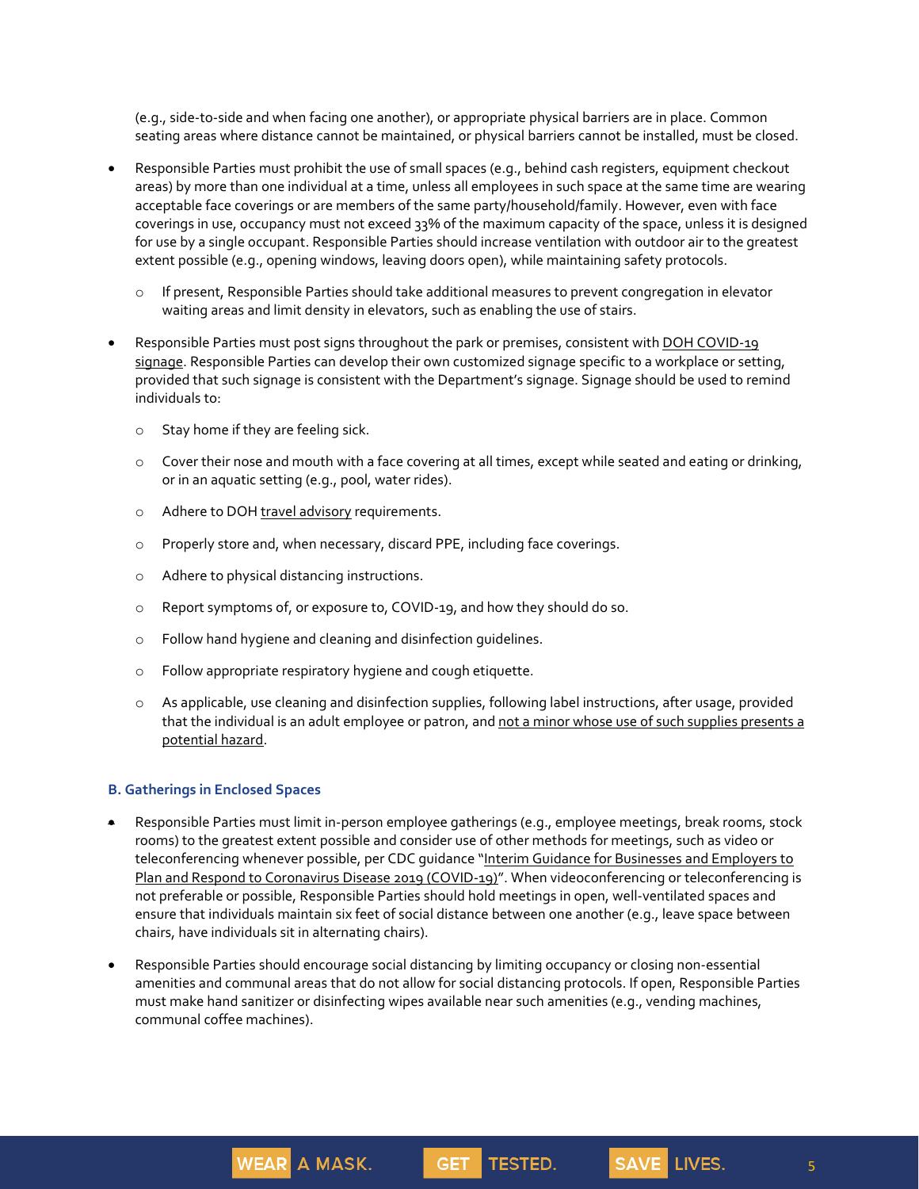(e.g., side-to-side and when facing one another), or appropriate physical barriers are in place. Common seating areas where distance cannot be maintained, or physical barriers cannot be installed, must be closed.

- Responsible Parties must prohibit the use of small spaces (e.g., behind cash registers, equipment checkout areas) by more than one individual at a time, unless all employees in such space at the same time are wearing acceptable face coverings or are members of the same party/household/family. However, even with face coverings in use, occupancy must not exceed 33% of the maximum capacity of the space, unless it is designed for use by a single occupant. Responsible Parties should increase ventilation with outdoor air to the greatest extent possible (e.g., opening windows, leaving doors open), while maintaining safety protocols.
  - If present, Responsible Parties should take additional measures to prevent congregation in elevator waiting areas and limit density in elevators, such as enabling the use of stairs.
- Responsible Parties must post signs throughout the park or premises, consistent with DOH COVID-19 signage. Responsible Parties can develop their own customized signage specific to a workplace or setting, provided that such signage is consistent with the Department's signage. Signage should be used to remind individuals to:
  - Stay home if they are feeling sick.
  - Cover their nose and mouth with a face covering at all times, except while seated and eating or drinking, or in an aquatic setting (e.g., pool, water rides).
  - Adhere to DOH travel advisory requirements.
  - Properly store and, when necessary, discard PPE, including face coverings.
  - Adhere to physical distancing instructions.
  - Report symptoms of, or exposure to, COVID-19, and how they should do so.
  - Follow hand hygiene and cleaning and disinfection guidelines.
  - Follow appropriate respiratory hygiene and cough etiquette.
  - As applicable, use cleaning and disinfection supplies, following label instructions, after usage, provided that the individual is an adult employee or patron, and not a minor whose use of such supplies presents a potential hazard.

### B. Gatherings in Enclosed Spaces

- Responsible Parties must limit in-person employee gatherings (e.g., employee meetings, break rooms, stock rooms) to the greatest extent possible and consider use of other methods for meetings, such as video or teleconferencing whenever possible, per CDC guidance "Interim Guidance for Businesses and Employers to Plan and Respond to Coronavirus Disease 2019 (COVID-19)". When videoconferencing or teleconferencing is not preferable or possible, Responsible Parties should hold meetings in open, well-ventilated spaces and ensure that individuals maintain six feet of social distance between one another (e.g., leave space between chairs, have individuals sit in alternating chairs).
- Responsible Parties should encourage social distancing by limiting occupancy or closing non-essential amenities and communal areas that do not allow for social distancing protocols. If open, Responsible Parties must make hand sanitizer or disinfecting wipes available near such amenities (e.g., vending machines, communal coffee machines).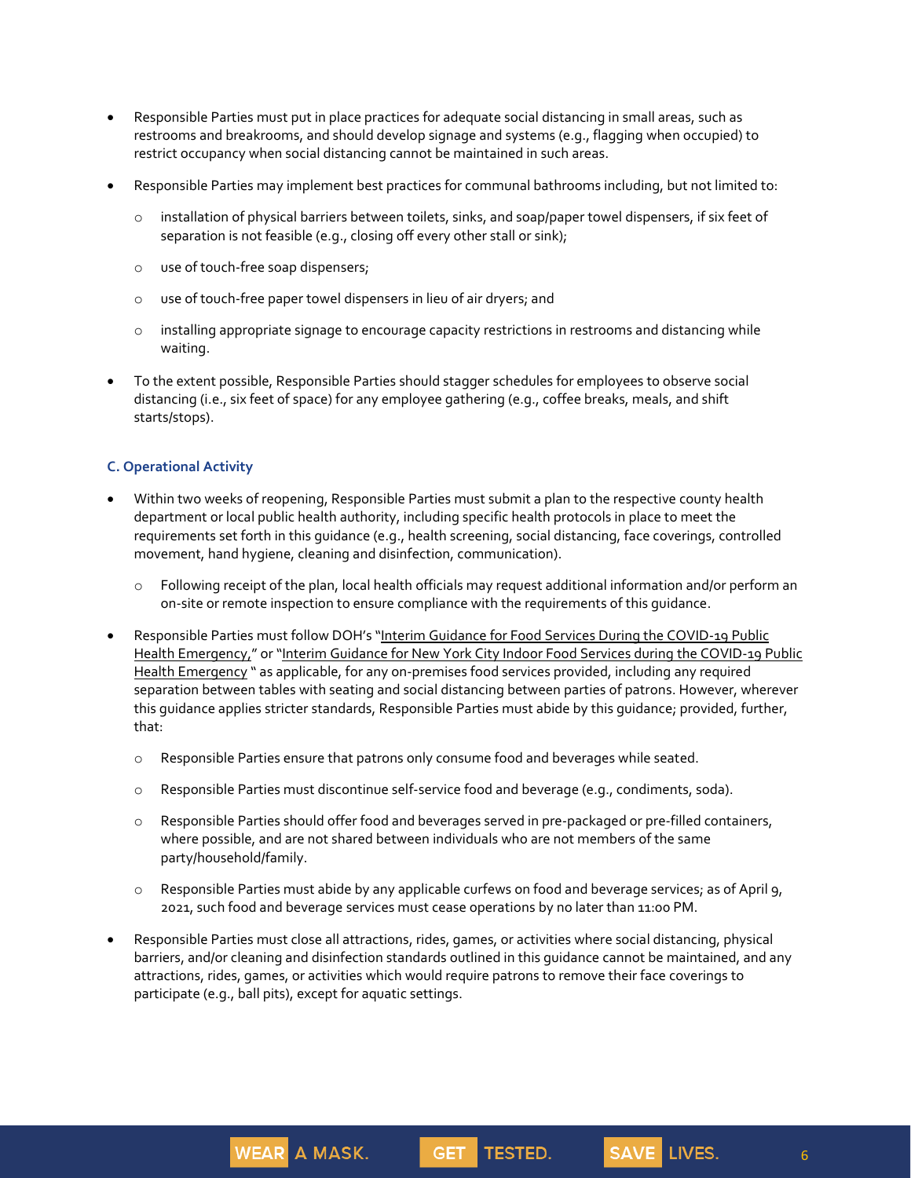- Responsible Parties must put in place practices for adequate social distancing in small areas, such as restrooms and breakrooms, and should develop signage and systems (e.g., flagging when occupied) to restrict occupancy when social distancing cannot be maintained in such areas.
- Responsible Parties may implement best practices for communal bathrooms including, but not limited to:
  - installation of physical barriers between toilets, sinks, and soap/paper towel dispensers, if six feet of separation is not feasible (e.g., closing off every other stall or sink);
  - use of touch-free soap dispensers;
  - use of touch-free paper towel dispensers in lieu of air dryers; and
  - installing appropriate signage to encourage capacity restrictions in restrooms and distancing while waiting.
- To the extent possible, Responsible Parties should stagger schedules for employees to observe social distancing (i.e., six feet of space) for any employee gathering (e.g., coffee breaks, meals, and shift starts/stops).

### C. Operational Activity

- Within two weeks of reopening, Responsible Parties must submit a plan to the respective county health department or local public health authority, including specific health protocols in place to meet the requirements set forth in this guidance (e.g., health screening, social distancing, face coverings, controlled movement, hand hygiene, cleaning and disinfection, communication).
  - Following receipt of the plan, local health officials may request additional information and/or perform an on-site or remote inspection to ensure compliance with the requirements of this guidance.
- Responsible Parties must follow DOH's "Interim Guidance for Food Services During the COVID-19 Public Health Emergency," or "Interim Guidance for New York City Indoor Food Services during the COVID-19 Public Health Emergency " as applicable, for any on-premises food services provided, including any required separation between tables with seating and social distancing between parties of patrons. However, wherever this guidance applies stricter standards, Responsible Parties must abide by this guidance; provided, further, that:
  - Responsible Parties ensure that patrons only consume food and beverages while seated.
  - Responsible Parties must discontinue self-service food and beverage (e.g., condiments, soda).
  - Responsible Parties should offer food and beverages served in pre-packaged or pre-filled containers, where possible, and are not shared between individuals who are not members of the same party/household/family.
  - Responsible Parties must abide by any applicable curfews on food and beverage services; as of April 9, 2021, such food and beverage services must cease operations by no later than 11:00 PM.
- Responsible Parties must close all attractions, rides, games, or activities where social distancing, physical barriers, and/or cleaning and disinfection standards outlined in this guidance cannot be maintained, and any attractions, rides, games, or activities which would require patrons to remove their face coverings to participate (e.g., ball pits), except for aquatic settings.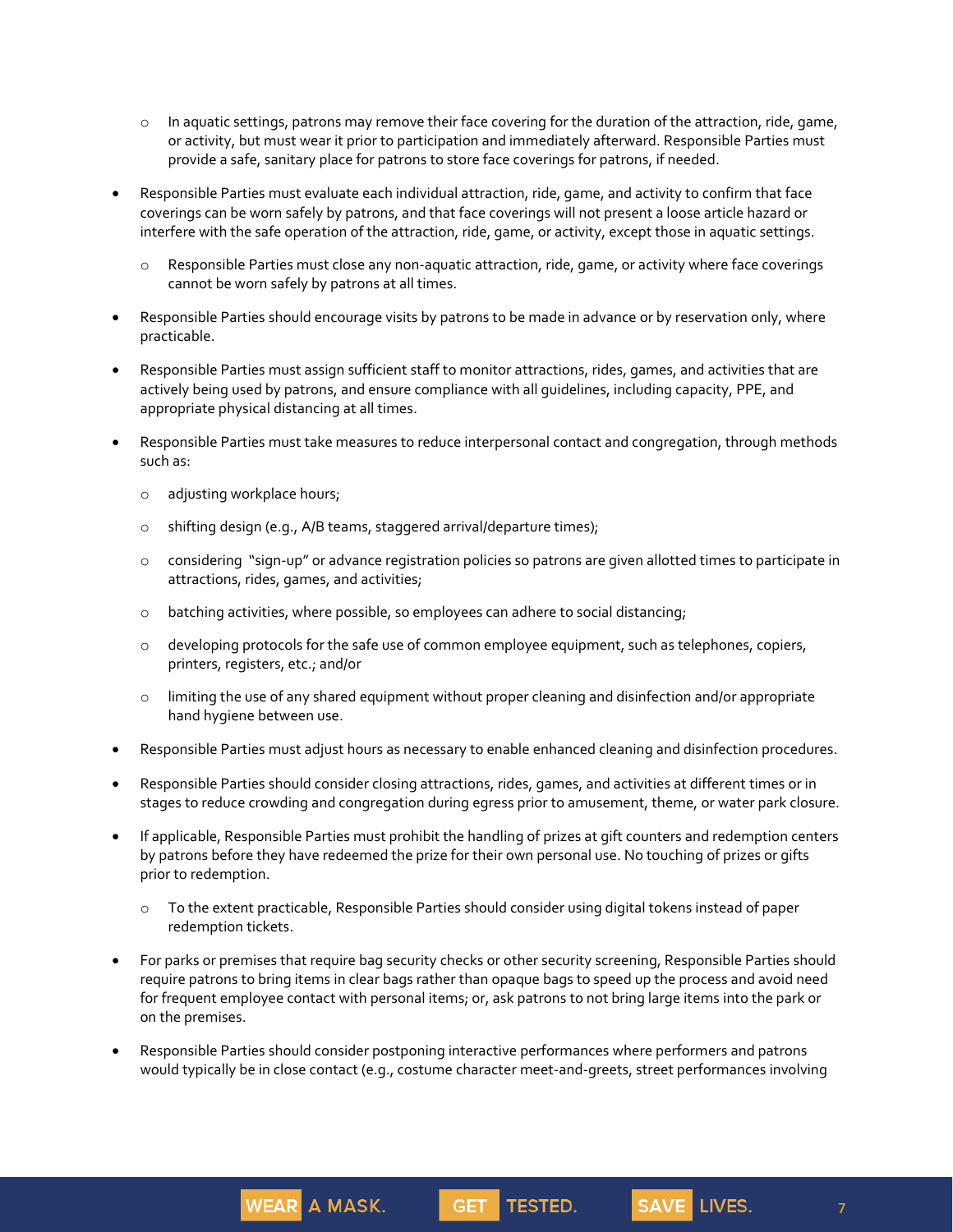- In aquatic settings, patrons may remove their face covering for the duration of the attraction, ride, game, or activity, but must wear it prior to participation and immediately afterward. Responsible Parties must provide a safe, sanitary place for patrons to store face coverings for patrons, if needed.

- Responsible Parties must evaluate each individual attraction, ride, game, and activity to confirm that face coverings can be worn safely by patrons, and that face coverings will not present a loose article hazard or interfere with the safe operation of the attraction, ride, game, or activity, except those in aquatic settings.
  - Responsible Parties must close any non-aquatic attraction, ride, game, or activity where face coverings cannot be worn safely by patrons at all times.

- Responsible Parties should encourage visits by patrons to be made in advance or by reservation only, where practicable.

- Responsible Parties must assign sufficient staff to monitor attractions, rides, games, and activities that are actively being used by patrons, and ensure compliance with all guidelines, including capacity, PPE, and appropriate physical distancing at all times.

- Responsible Parties must take measures to reduce interpersonal contact and congregation, through methods such as:
  - adjusting workplace hours;
  - shifting design (e.g., A/B teams, staggered arrival/departure times);
  - considering "sign-up" or advance registration policies so patrons are given allotted times to participate in attractions, rides, games, and activities;
  - batching activities, where possible, so employees can adhere to social distancing;
  - developing protocols for the safe use of common employee equipment, such as telephones, copiers, printers, registers, etc.; and/or
  - limiting the use of any shared equipment without proper cleaning and disinfection and/or appropriate hand hygiene between use.

- Responsible Parties must adjust hours as necessary to enable enhanced cleaning and disinfection procedures.

- Responsible Parties should consider closing attractions, rides, games, and activities at different times or in stages to reduce crowding and congregation during egress prior to amusement, theme, or water park closure.

- If applicable, Responsible Parties must prohibit the handling of prizes at gift counters and redemption centers by patrons before they have redeemed the prize for their own personal use. No touching of prizes or gifts prior to redemption.
  - To the extent practicable, Responsible Parties should consider using digital tokens instead of paper redemption tickets.

- For parks or premises that require bag security checks or other security screening, Responsible Parties should require patrons to bring items in clear bags rather than opaque bags to speed up the process and avoid need for frequent employee contact with personal items; or, ask patrons to not bring large items into the park or on the premises.

- Responsible Parties should consider postponing interactive performances where performers and patrons would typically be in close contact (e.g., costume character meet-and-greets, street performances involving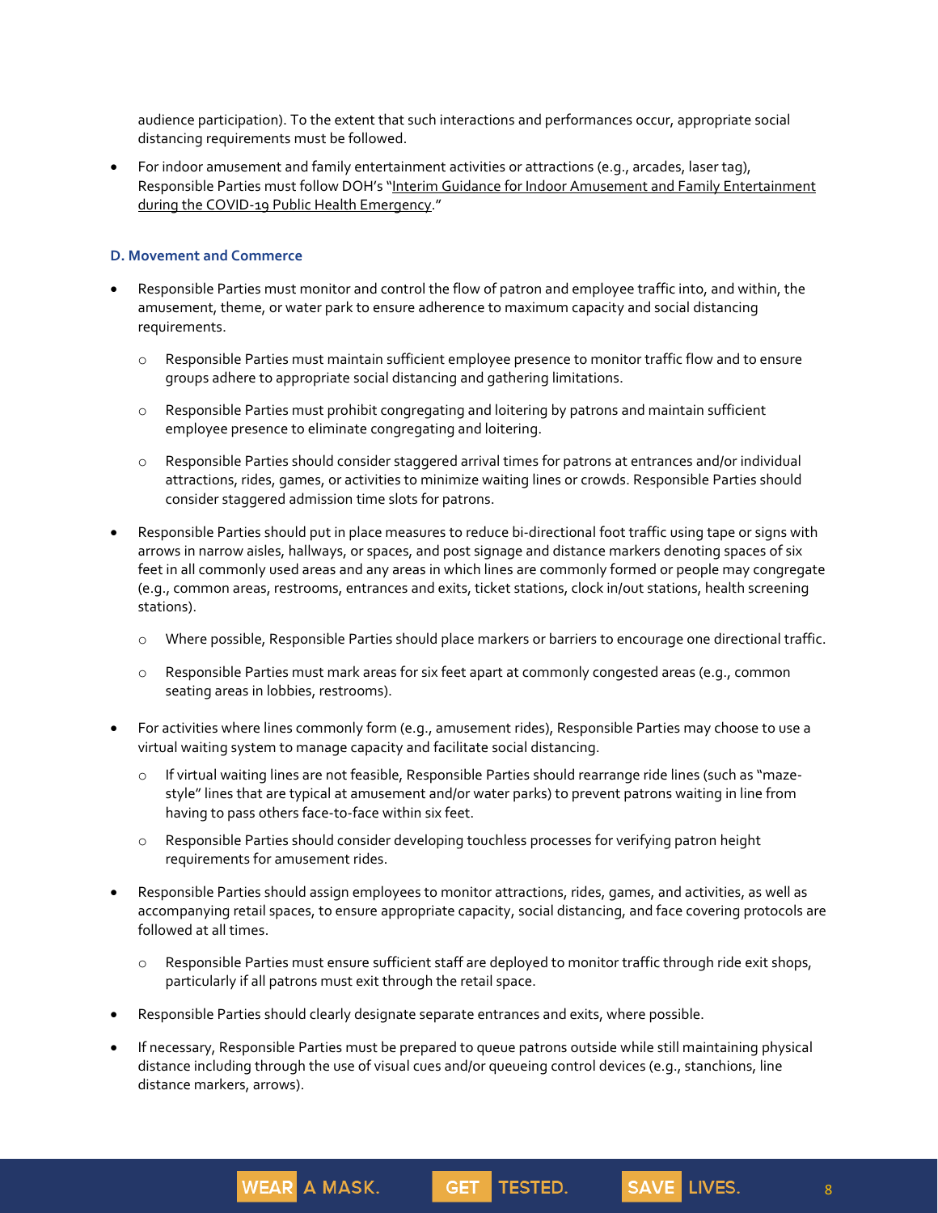audience participation). To the extent that such interactions and performances occur, appropriate social distancing requirements must be followed.

- For indoor amusement and family entertainment activities or attractions (e.g., arcades, laser tag), Responsible Parties must follow DOH's "Interim Guidance for Indoor Amusement and Family Entertainment during the COVID-19 Public Health Emergency."

### D. Movement and Commerce

- Responsible Parties must monitor and control the flow of patron and employee traffic into, and within, the amusement, theme, or water park to ensure adherence to maximum capacity and social distancing requirements.
  - Responsible Parties must maintain sufficient employee presence to monitor traffic flow and to ensure groups adhere to appropriate social distancing and gathering limitations.
  - Responsible Parties must prohibit congregating and loitering by patrons and maintain sufficient employee presence to eliminate congregating and loitering.
  - Responsible Parties should consider staggered arrival times for patrons at entrances and/or individual attractions, rides, games, or activities to minimize waiting lines or crowds. Responsible Parties should consider staggered admission time slots for patrons.
- Responsible Parties should put in place measures to reduce bi-directional foot traffic using tape or signs with arrows in narrow aisles, hallways, or spaces, and post signage and distance markers denoting spaces of six feet in all commonly used areas and any areas in which lines are commonly formed or people may congregate (e.g., common areas, restrooms, entrances and exits, ticket stations, clock in/out stations, health screening stations).
  - Where possible, Responsible Parties should place markers or barriers to encourage one directional traffic.
  - Responsible Parties must mark areas for six feet apart at commonly congested areas (e.g., common seating areas in lobbies, restrooms).
- For activities where lines commonly form (e.g., amusement rides), Responsible Parties may choose to use a virtual waiting system to manage capacity and facilitate social distancing.
  - If virtual waiting lines are not feasible, Responsible Parties should rearrange ride lines (such as "maze-style" lines that are typical at amusement and/or water parks) to prevent patrons waiting in line from having to pass others face-to-face within six feet.
  - Responsible Parties should consider developing touchless processes for verifying patron height requirements for amusement rides.
- Responsible Parties should assign employees to monitor attractions, rides, games, and activities, as well as accompanying retail spaces, to ensure appropriate capacity, social distancing, and face covering protocols are followed at all times.
  - Responsible Parties must ensure sufficient staff are deployed to monitor traffic through ride exit shops, particularly if all patrons must exit through the retail space.
- Responsible Parties should clearly designate separate entrances and exits, where possible.
- If necessary, Responsible Parties must be prepared to queue patrons outside while still maintaining physical distance including through the use of visual cues and/or queueing control devices (e.g., stanchions, line distance markers, arrows).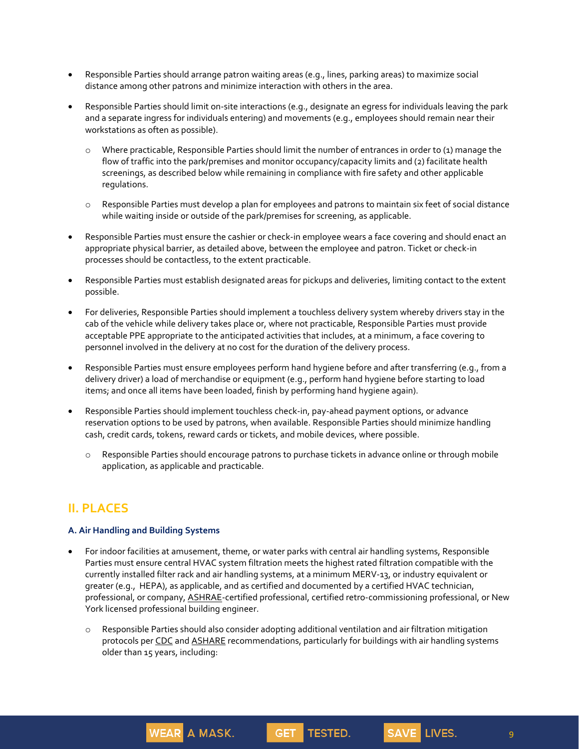- Responsible Parties should arrange patron waiting areas (e.g., lines, parking areas) to maximize social distance among other patrons and minimize interaction with others in the area.
- Responsible Parties should limit on-site interactions (e.g., designate an egress for individuals leaving the park and a separate ingress for individuals entering) and movements (e.g., employees should remain near their workstations as often as possible).
  - Where practicable, Responsible Parties should limit the number of entrances in order to (1) manage the flow of traffic into the park/premises and monitor occupancy/capacity limits and (2) facilitate health screenings, as described below while remaining in compliance with fire safety and other applicable regulations.
  - Responsible Parties must develop a plan for employees and patrons to maintain six feet of social distance while waiting inside or outside of the park/premises for screening, as applicable.
- Responsible Parties must ensure the cashier or check-in employee wears a face covering and should enact an appropriate physical barrier, as detailed above, between the employee and patron. Ticket or check-in processes should be contactless, to the extent practicable.
- Responsible Parties must establish designated areas for pickups and deliveries, limiting contact to the extent possible.
- For deliveries, Responsible Parties should implement a touchless delivery system whereby drivers stay in the cab of the vehicle while delivery takes place or, where not practicable, Responsible Parties must provide acceptable PPE appropriate to the anticipated activities that includes, at a minimum, a face covering to personnel involved in the delivery at no cost for the duration of the delivery process.
- Responsible Parties must ensure employees perform hand hygiene before and after transferring (e.g., from a delivery driver) a load of merchandise or equipment (e.g., perform hand hygiene before starting to load items; and once all items have been loaded, finish by performing hand hygiene again).
- Responsible Parties should implement touchless check-in, pay-ahead payment options, or advance reservation options to be used by patrons, when available. Responsible Parties should minimize handling cash, credit cards, tokens, reward cards or tickets, and mobile devices, where possible.
  - Responsible Parties should encourage patrons to purchase tickets in advance online or through mobile application, as applicable and practicable.

## II. PLACES

### A. Air Handling and Building Systems

- For indoor facilities at amusement, theme, or water parks with central air handling systems, Responsible Parties must ensure central HVAC system filtration meets the highest rated filtration compatible with the currently installed filter rack and air handling systems, at a minimum MERV-13, or industry equivalent or greater (e.g., HEPA), as applicable, and as certified and documented by a certified HVAC technician, professional, or company, ASHRAE-certified professional, certified retro-commissioning professional, or New York licensed professional building engineer.
  - Responsible Parties should also consider adopting additional ventilation and air filtration mitigation protocols per CDC and ASHARE recommendations, particularly for buildings with air handling systems older than 15 years, including: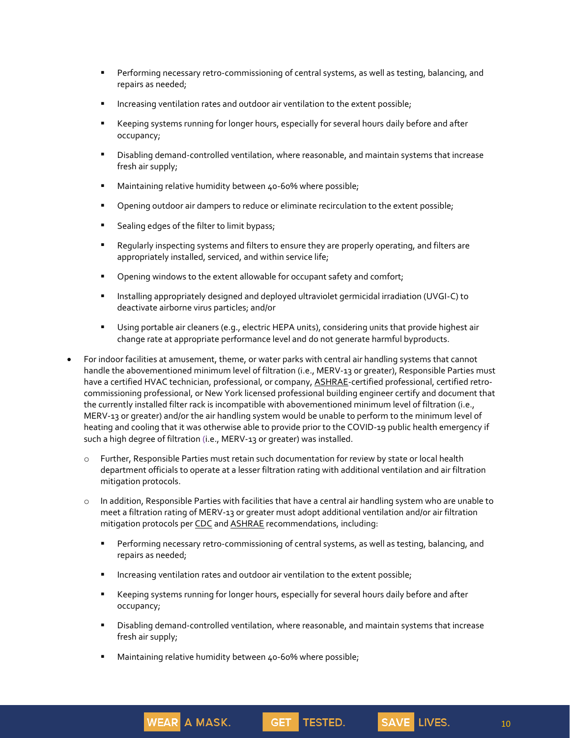- Performing necessary retro-commissioning of central systems, as well as testing, balancing, and repairs as needed;
        - Increasing ventilation rates and outdoor air ventilation to the extent possible;
        - Keeping systems running for longer hours, especially for several hours daily before and after occupancy;
        - Disabling demand-controlled ventilation, where reasonable, and maintain systems that increase fresh air supply;
        - Maintaining relative humidity between 40-60% where possible;
        - Opening outdoor air dampers to reduce or eliminate recirculation to the extent possible;
        - Sealing edges of the filter to limit bypass;
        - Regularly inspecting systems and filters to ensure they are properly operating, and filters are appropriately installed, serviced, and within service life;
        - Opening windows to the extent allowable for occupant safety and comfort;
        - Installing appropriately designed and deployed ultraviolet germicidal irradiation (UVGI-C) to deactivate airborne virus particles; and/or
        - Using portable air cleaners (e.g., electric HEPA units), considering units that provide highest air change rate at appropriate performance level and do not generate harmful byproducts.

- For indoor facilities at amusement, theme, or water parks with central air handling systems that cannot handle the abovementioned minimum level of filtration (i.e., MERV-13 or greater), Responsible Parties must have a certified HVAC technician, professional, or company, ASHRAE-certified professional, certified retro-commissioning professional, or New York licensed professional building engineer certify and document that the currently installed filter rack is incompatible with abovementioned minimum level of filtration (i.e., MERV-13 or greater) and/or the air handling system would be unable to perform to the minimum level of heating and cooling that it was otherwise able to provide prior to the COVID-19 public health emergency if such a high degree of filtration (i.e., MERV-13 or greater) was installed.
    - Further, Responsible Parties must retain such documentation for review by state or local health department officials to operate at a lesser filtration rating with additional ventilation and air filtration mitigation protocols.
    - In addition, Responsible Parties with facilities that have a central air handling system who are unable to meet a filtration rating of MERV-13 or greater must adopt additional ventilation and/or air filtration mitigation protocols per CDC and ASHRAE recommendations, including:
        - Performing necessary retro-commissioning of central systems, as well as testing, balancing, and repairs as needed;
        - Increasing ventilation rates and outdoor air ventilation to the extent possible;
        - Keeping systems running for longer hours, especially for several hours daily before and after occupancy;
        - Disabling demand-controlled ventilation, where reasonable, and maintain systems that increase fresh air supply;
        - Maintaining relative humidity between 40-60% where possible;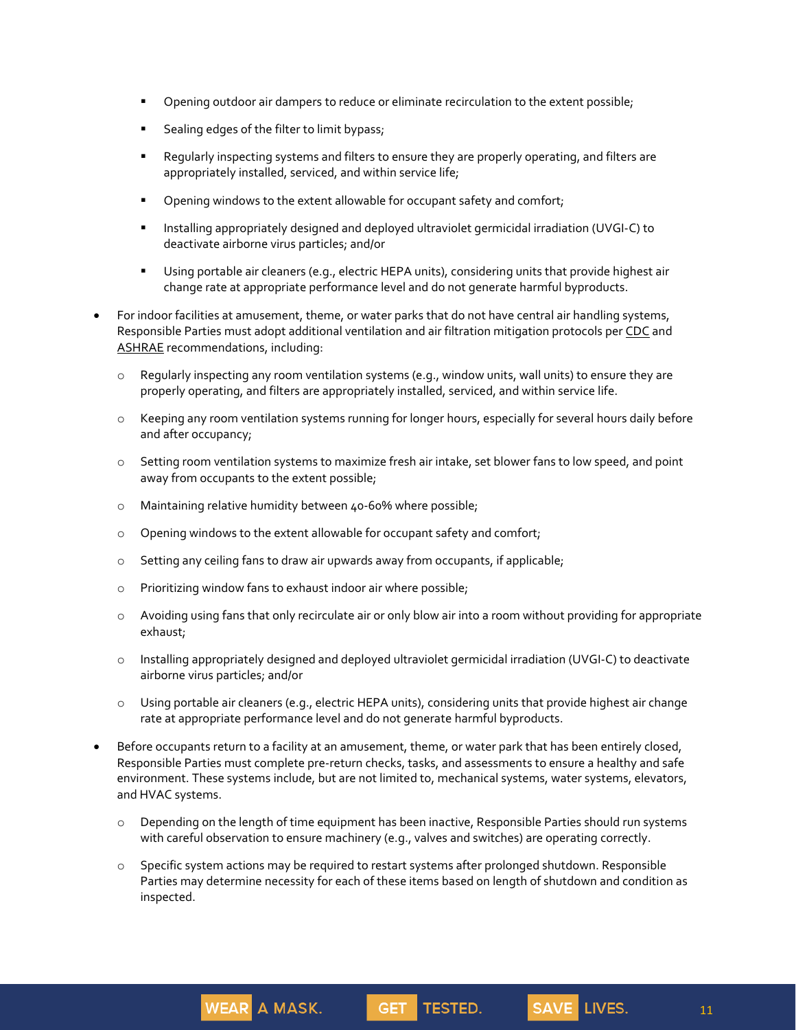- Opening outdoor air dampers to reduce or eliminate recirculation to the extent possible;
        - Sealing edges of the filter to limit bypass;
        - Regularly inspecting systems and filters to ensure they are properly operating, and filters are appropriately installed, serviced, and within service life;
        - Opening windows to the extent allowable for occupant safety and comfort;
        - Installing appropriately designed and deployed ultraviolet germicidal irradiation (UVGI-C) to deactivate airborne virus particles; and/or
        - Using portable air cleaners (e.g., electric HEPA units), considering units that provide highest air change rate at appropriate performance level and do not generate harmful byproducts.

- For indoor facilities at amusement, theme, or water parks that do not have central air handling systems, Responsible Parties must adopt additional ventilation and air filtration mitigation protocols per CDC and ASHRAE recommendations, including:
    - Regularly inspecting any room ventilation systems (e.g., window units, wall units) to ensure they are properly operating, and filters are appropriately installed, serviced, and within service life.
    - Keeping any room ventilation systems running for longer hours, especially for several hours daily before and after occupancy;
    - Setting room ventilation systems to maximize fresh air intake, set blower fans to low speed, and point away from occupants to the extent possible;
    - Maintaining relative humidity between 40-60% where possible;
    - Opening windows to the extent allowable for occupant safety and comfort;
    - Setting any ceiling fans to draw air upwards away from occupants, if applicable;
    - Prioritizing window fans to exhaust indoor air where possible;
    - Avoiding using fans that only recirculate air or only blow air into a room without providing for appropriate exhaust;
    - Installing appropriately designed and deployed ultraviolet germicidal irradiation (UVGI-C) to deactivate airborne virus particles; and/or
    - Using portable air cleaners (e.g., electric HEPA units), considering units that provide highest air change rate at appropriate performance level and do not generate harmful byproducts.

- Before occupants return to a facility at an amusement, theme, or water park that has been entirely closed, Responsible Parties must complete pre-return checks, tasks, and assessments to ensure a healthy and safe environment. These systems include, but are not limited to, mechanical systems, water systems, elevators, and HVAC systems.
    - Depending on the length of time equipment has been inactive, Responsible Parties should run systems with careful observation to ensure machinery (e.g., valves and switches) are operating correctly.
    - Specific system actions may be required to restart systems after prolonged shutdown. Responsible Parties may determine necessity for each of these items based on length of shutdown and condition as inspected.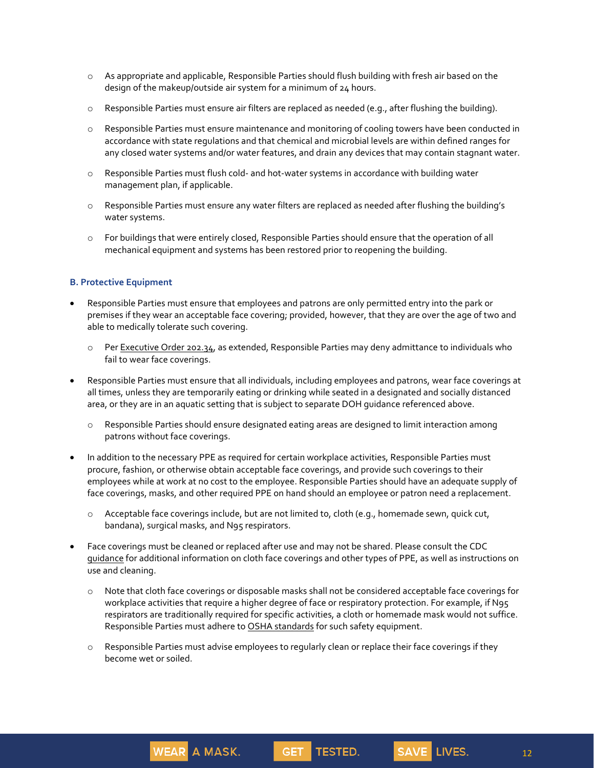- As appropriate and applicable, Responsible Parties should flush building with fresh air based on the design of the makeup/outside air system for a minimum of 24 hours.
  - Responsible Parties must ensure air filters are replaced as needed (e.g., after flushing the building).
  - Responsible Parties must ensure maintenance and monitoring of cooling towers have been conducted in accordance with state regulations and that chemical and microbial levels are within defined ranges for any closed water systems and/or water features, and drain any devices that may contain stagnant water.
  - Responsible Parties must flush cold- and hot-water systems in accordance with building water management plan, if applicable.
  - Responsible Parties must ensure any water filters are replaced as needed after flushing the building's water systems.
  - For buildings that were entirely closed, Responsible Parties should ensure that the operation of all mechanical equipment and systems has been restored prior to reopening the building.

### B. Protective Equipment

- Responsible Parties must ensure that employees and patrons are only permitted entry into the park or premises if they wear an acceptable face covering; provided, however, that they are over the age of two and able to medically tolerate such covering.
  - Per Executive Order 202.34, as extended, Responsible Parties may deny admittance to individuals who fail to wear face coverings.
- Responsible Parties must ensure that all individuals, including employees and patrons, wear face coverings at all times, unless they are temporarily eating or drinking while seated in a designated and socially distanced area, or they are in an aquatic setting that is subject to separate DOH guidance referenced above.
  - Responsible Parties should ensure designated eating areas are designed to limit interaction among patrons without face coverings.
- In addition to the necessary PPE as required for certain workplace activities, Responsible Parties must procure, fashion, or otherwise obtain acceptable face coverings, and provide such coverings to their employees while at work at no cost to the employee. Responsible Parties should have an adequate supply of face coverings, masks, and other required PPE on hand should an employee or patron need a replacement.
  - Acceptable face coverings include, but are not limited to, cloth (e.g., homemade sewn, quick cut, bandana), surgical masks, and N95 respirators.
- Face coverings must be cleaned or replaced after use and may not be shared. Please consult the CDC guidance for additional information on cloth face coverings and other types of PPE, as well as instructions on use and cleaning.
  - Note that cloth face coverings or disposable masks shall not be considered acceptable face coverings for workplace activities that require a higher degree of face or respiratory protection. For example, if N95 respirators are traditionally required for specific activities, a cloth or homemade mask would not suffice. Responsible Parties must adhere to OSHA standards for such safety equipment.
  - Responsible Parties must advise employees to regularly clean or replace their face coverings if they become wet or soiled.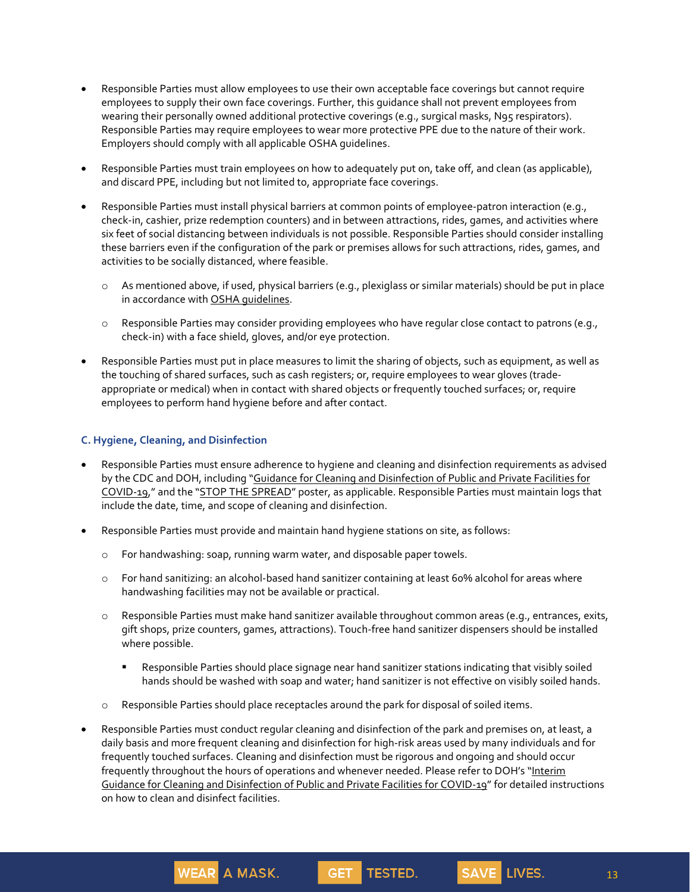- Responsible Parties must allow employees to use their own acceptable face coverings but cannot require employees to supply their own face coverings. Further, this guidance shall not prevent employees from wearing their personally owned additional protective coverings (e.g., surgical masks, N95 respirators). Responsible Parties may require employees to wear more protective PPE due to the nature of their work. Employers should comply with all applicable OSHA guidelines.

- Responsible Parties must train employees on how to adequately put on, take off, and clean (as applicable), and discard PPE, including but not limited to, appropriate face coverings.

- Responsible Parties must install physical barriers at common points of employee-patron interaction (e.g., check-in, cashier, prize redemption counters) and in between attractions, rides, games, and activities where six feet of social distancing between individuals is not possible. Responsible Parties should consider installing these barriers even if the configuration of the park or premises allows for such attractions, rides, games, and activities to be socially distanced, where feasible.
  - As mentioned above, if used, physical barriers (e.g., plexiglass or similar materials) should be put in place in accordance with OSHA guidelines.
  - Responsible Parties may consider providing employees who have regular close contact to patrons (e.g., check-in) with a face shield, gloves, and/or eye protection.

- Responsible Parties must put in place measures to limit the sharing of objects, such as equipment, as well as the touching of shared surfaces, such as cash registers; or, require employees to wear gloves (trade-appropriate or medical) when in contact with shared objects or frequently touched surfaces; or, require employees to perform hand hygiene before and after contact.

### C. Hygiene, Cleaning, and Disinfection

- Responsible Parties must ensure adherence to hygiene and cleaning and disinfection requirements as advised by the CDC and DOH, including "Guidance for Cleaning and Disinfection of Public and Private Facilities for COVID-19," and the "STOP THE SPREAD" poster, as applicable. Responsible Parties must maintain logs that include the date, time, and scope of cleaning and disinfection.

- Responsible Parties must provide and maintain hand hygiene stations on site, as follows:
  - For handwashing: soap, running warm water, and disposable paper towels.
  - For hand sanitizing: an alcohol-based hand sanitizer containing at least 60% alcohol for areas where handwashing facilities may not be available or practical.
  - Responsible Parties must make hand sanitizer available throughout common areas (e.g., entrances, exits, gift shops, prize counters, games, attractions). Touch-free hand sanitizer dispensers should be installed where possible.
    - Responsible Parties should place signage near hand sanitizer stations indicating that visibly soiled hands should be washed with soap and water; hand sanitizer is not effective on visibly soiled hands.
  - Responsible Parties should place receptacles around the park for disposal of soiled items.

- Responsible Parties must conduct regular cleaning and disinfection of the park and premises on, at least, a daily basis and more frequent cleaning and disinfection for high-risk areas used by many individuals and for frequently touched surfaces. Cleaning and disinfection must be rigorous and ongoing and should occur frequently throughout the hours of operations and whenever needed. Please refer to DOH's "Interim Guidance for Cleaning and Disinfection of Public and Private Facilities for COVID-19" for detailed instructions on how to clean and disinfect facilities.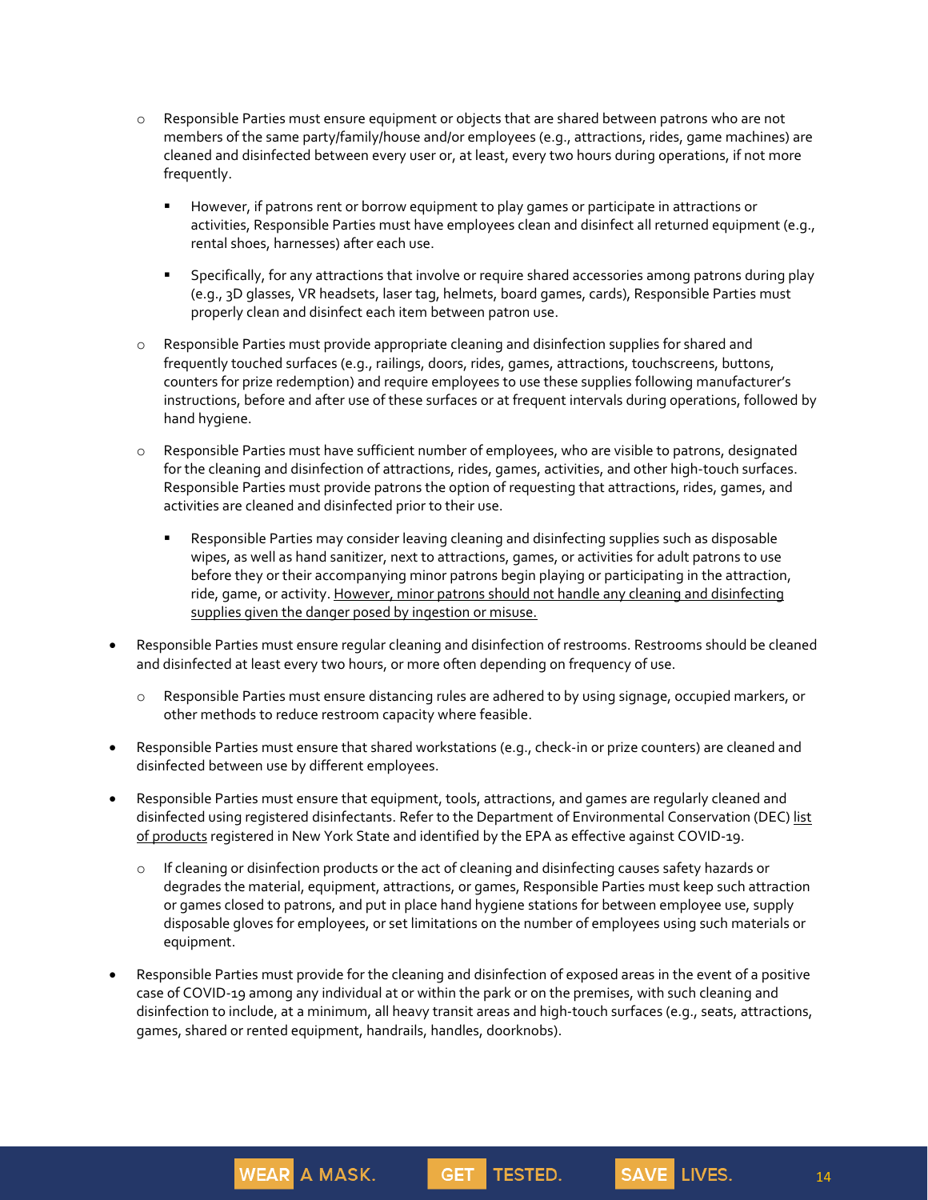- Responsible Parties must ensure equipment or objects that are shared between patrons who are not members of the same party/family/house and/or employees (e.g., attractions, rides, game machines) are cleaned and disinfected between every user or, at least, every two hours during operations, if not more frequently.
    - However, if patrons rent or borrow equipment to play games or participate in attractions or activities, Responsible Parties must have employees clean and disinfect all returned equipment (e.g., rental shoes, harnesses) after each use.
    - Specifically, for any attractions that involve or require shared accessories among patrons during play (e.g., 3D glasses, VR headsets, laser tag, helmets, board games, cards), Responsible Parties must properly clean and disinfect each item between patron use.
  - Responsible Parties must provide appropriate cleaning and disinfection supplies for shared and frequently touched surfaces (e.g., railings, doors, rides, games, attractions, touchscreens, buttons, counters for prize redemption) and require employees to use these supplies following manufacturer's instructions, before and after use of these surfaces or at frequent intervals during operations, followed by hand hygiene.
  - Responsible Parties must have sufficient number of employees, who are visible to patrons, designated for the cleaning and disinfection of attractions, rides, games, activities, and other high-touch surfaces. Responsible Parties must provide patrons the option of requesting that attractions, rides, games, and activities are cleaned and disinfected prior to their use.
    - Responsible Parties may consider leaving cleaning and disinfecting supplies such as disposable wipes, as well as hand sanitizer, next to attractions, games, or activities for adult patrons to use before they or their accompanying minor patrons begin playing or participating in the attraction, ride, game, or activity. <u>However, minor patrons should not handle any cleaning and disinfecting supplies given the danger posed by ingestion or misuse.</u>
- Responsible Parties must ensure regular cleaning and disinfection of restrooms. Restrooms should be cleaned and disinfected at least every two hours, or more often depending on frequency of use.
  - Responsible Parties must ensure distancing rules are adhered to by using signage, occupied markers, or other methods to reduce restroom capacity where feasible.
- Responsible Parties must ensure that shared workstations (e.g., check-in or prize counters) are cleaned and disinfected between use by different employees.
- Responsible Parties must ensure that equipment, tools, attractions, and games are regularly cleaned and disinfected using registered disinfectants. Refer to the Department of Environmental Conservation (DEC) list of products registered in New York State and identified by the EPA as effective against COVID-19.
  - If cleaning or disinfection products or the act of cleaning and disinfecting causes safety hazards or degrades the material, equipment, attractions, or games, Responsible Parties must keep such attraction or games closed to patrons, and put in place hand hygiene stations for between employee use, supply disposable gloves for employees, or set limitations on the number of employees using such materials or equipment.
- Responsible Parties must provide for the cleaning and disinfection of exposed areas in the event of a positive case of COVID-19 among any individual at or within the park or on the premises, with such cleaning and disinfection to include, at a minimum, all heavy transit areas and high-touch surfaces (e.g., seats, attractions, games, shared or rented equipment, handrails, handles, doorknobs).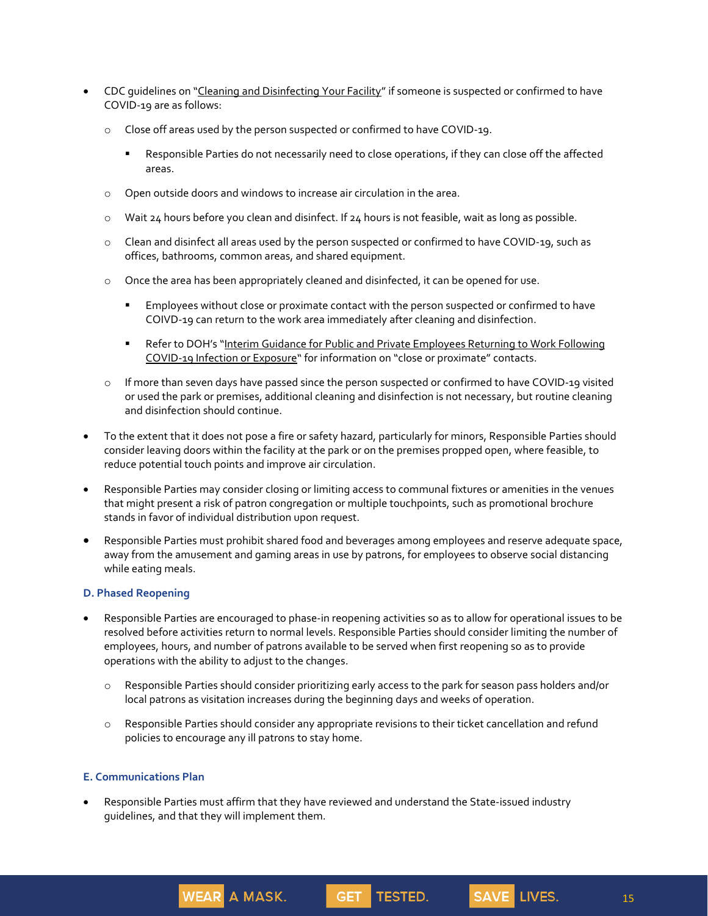- CDC guidelines on "Cleaning and Disinfecting Your Facility" if someone is suspected or confirmed to have COVID-19 are as follows:
  - Close off areas used by the person suspected or confirmed to have COVID-19.
    - Responsible Parties do not necessarily need to close operations, if they can close off the affected areas.
  - Open outside doors and windows to increase air circulation in the area.
  - Wait 24 hours before you clean and disinfect. If 24 hours is not feasible, wait as long as possible.
  - Clean and disinfect all areas used by the person suspected or confirmed to have COVID-19, such as offices, bathrooms, common areas, and shared equipment.
  - Once the area has been appropriately cleaned and disinfected, it can be opened for use.
    - Employees without close or proximate contact with the person suspected or confirmed to have COIVD-19 can return to the work area immediately after cleaning and disinfection.
    - Refer to DOH's "Interim Guidance for Public and Private Employees Returning to Work Following COVID-19 Infection or Exposure" for information on "close or proximate" contacts.
  - If more than seven days have passed since the person suspected or confirmed to have COVID-19 visited or used the park or premises, additional cleaning and disinfection is not necessary, but routine cleaning and disinfection should continue.
- To the extent that it does not pose a fire or safety hazard, particularly for minors, Responsible Parties should consider leaving doors within the facility at the park or on the premises propped open, where feasible, to reduce potential touch points and improve air circulation.
- Responsible Parties may consider closing or limiting access to communal fixtures or amenities in the venues that might present a risk of patron congregation or multiple touchpoints, such as promotional brochure stands in favor of individual distribution upon request.
- Responsible Parties must prohibit shared food and beverages among employees and reserve adequate space, away from the amusement and gaming areas in use by patrons, for employees to observe social distancing while eating meals.

### D. Phased Reopening

- Responsible Parties are encouraged to phase-in reopening activities so as to allow for operational issues to be resolved before activities return to normal levels. Responsible Parties should consider limiting the number of employees, hours, and number of patrons available to be served when first reopening so as to provide operations with the ability to adjust to the changes.
  - Responsible Parties should consider prioritizing early access to the park for season pass holders and/or local patrons as visitation increases during the beginning days and weeks of operation.
  - Responsible Parties should consider any appropriate revisions to their ticket cancellation and refund policies to encourage any ill patrons to stay home.

### E. Communications Plan

- Responsible Parties must affirm that they have reviewed and understand the State-issued industry guidelines, and that they will implement them.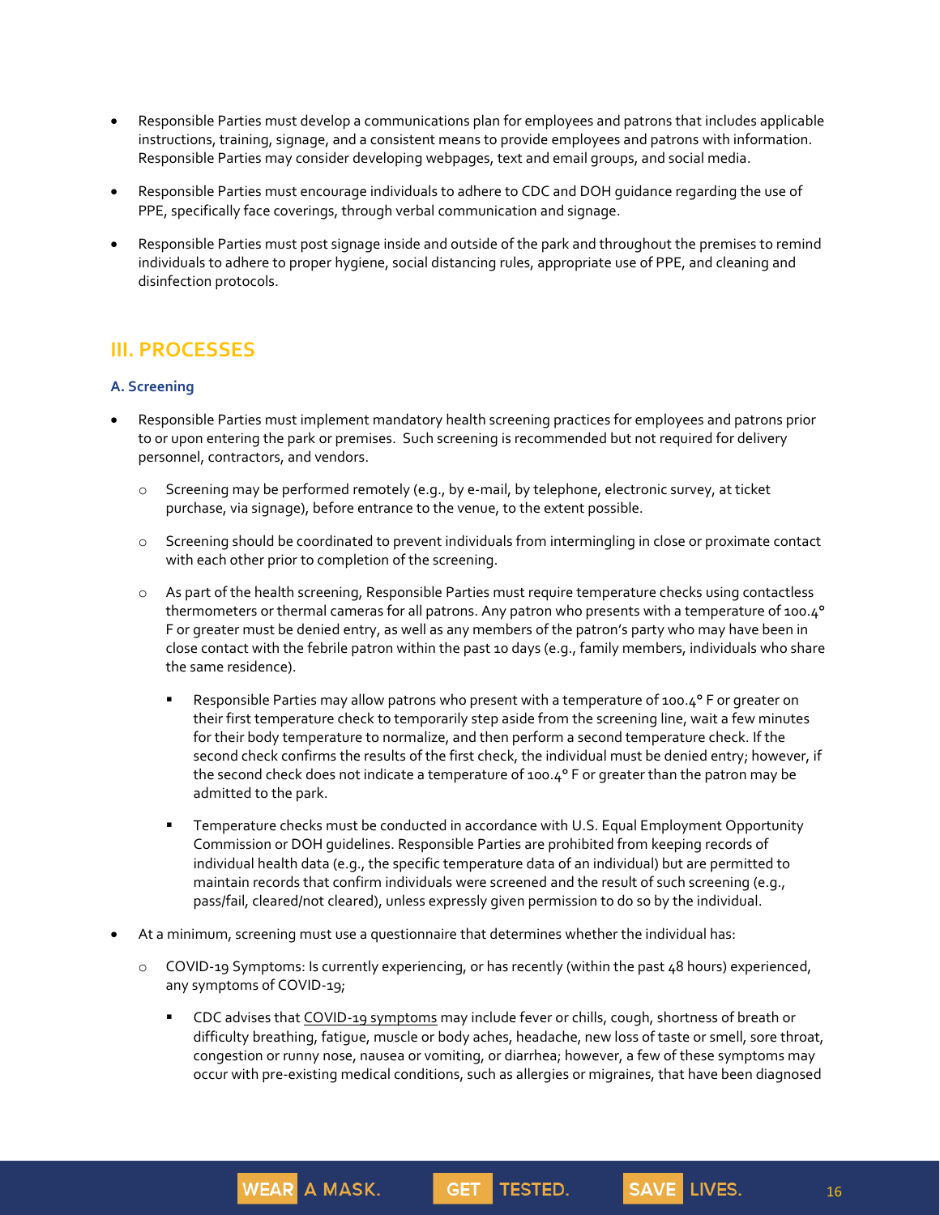- Responsible Parties must develop a communications plan for employees and patrons that includes applicable instructions, training, signage, and a consistent means to provide employees and patrons with information. Responsible Parties may consider developing webpages, text and email groups, and social media.
- Responsible Parties must encourage individuals to adhere to CDC and DOH guidance regarding the use of PPE, specifically face coverings, through verbal communication and signage.
- Responsible Parties must post signage inside and outside of the park and throughout the premises to remind individuals to adhere to proper hygiene, social distancing rules, appropriate use of PPE, and cleaning and disinfection protocols.

## III. PROCESSES

### A. Screening

- Responsible Parties must implement mandatory health screening practices for employees and patrons prior to or upon entering the park or premises. Such screening is recommended but not required for delivery personnel, contractors, and vendors.
  - Screening may be performed remotely (e.g., by e-mail, by telephone, electronic survey, at ticket purchase, via signage), before entrance to the venue, to the extent possible.
  - Screening should be coordinated to prevent individuals from intermingling in close or proximate contact with each other prior to completion of the screening.
  - As part of the health screening, Responsible Parties must require temperature checks using contactless thermometers or thermal cameras for all patrons. Any patron who presents with a temperature of 100.4° F or greater must be denied entry, as well as any members of the patron's party who may have been in close contact with the febrile patron within the past 10 days (e.g., family members, individuals who share the same residence).
    - Responsible Parties may allow patrons who present with a temperature of 100.4° F or greater on their first temperature check to temporarily step aside from the screening line, wait a few minutes for their body temperature to normalize, and then perform a second temperature check. If the second check confirms the results of the first check, the individual must be denied entry; however, if the second check does not indicate a temperature of 100.4° F or greater than the patron may be admitted to the park.
    - Temperature checks must be conducted in accordance with U.S. Equal Employment Opportunity Commission or DOH guidelines. Responsible Parties are prohibited from keeping records of individual health data (e.g., the specific temperature data of an individual) but are permitted to maintain records that confirm individuals were screened and the result of such screening (e.g., pass/fail, cleared/not cleared), unless expressly given permission to do so by the individual.
- At a minimum, screening must use a questionnaire that determines whether the individual has:
  - COVID-19 Symptoms: Is currently experiencing, or has recently (within the past 48 hours) experienced, any symptoms of COVID-19;
    - CDC advises that COVID-19 symptoms may include fever or chills, cough, shortness of breath or difficulty breathing, fatigue, muscle or body aches, headache, new loss of taste or smell, sore throat, congestion or runny nose, nausea or vomiting, or diarrhea; however, a few of these symptoms may occur with pre-existing medical conditions, such as allergies or migraines, that have been diagnosed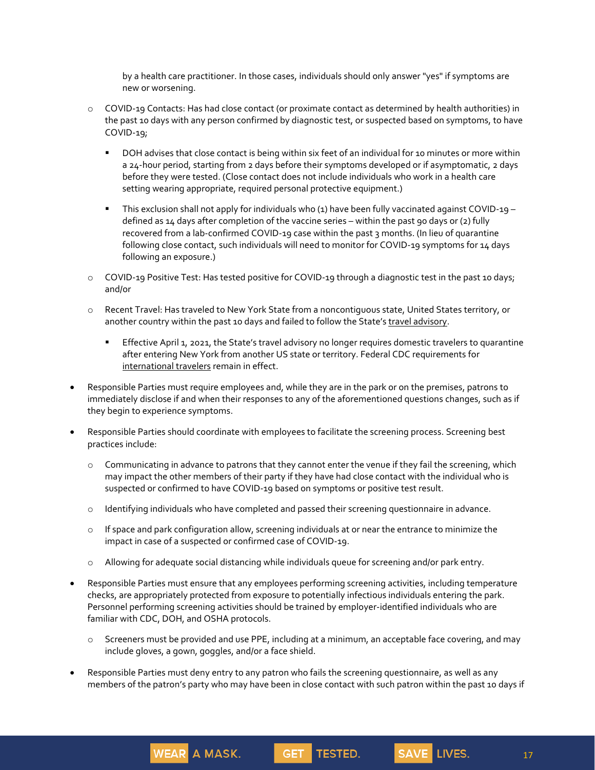by a health care practitioner. In those cases, individuals should only answer "yes" if symptoms are new or worsening.

  - COVID-19 Contacts: Has had close contact (or proximate contact as determined by health authorities) in the past 10 days with any person confirmed by diagnostic test, or suspected based on symptoms, to have COVID-19;
    - DOH advises that close contact is being within six feet of an individual for 10 minutes or more within a 24-hour period, starting from 2 days before their symptoms developed or if asymptomatic, 2 days before they were tested. (Close contact does not include individuals who work in a health care setting wearing appropriate, required personal protective equipment.)
    - This exclusion shall not apply for individuals who (1) have been fully vaccinated against COVID-19 – defined as 14 days after completion of the vaccine series – within the past 90 days or (2) fully recovered from a lab-confirmed COVID-19 case within the past 3 months. (In lieu of quarantine following close contact, such individuals will need to monitor for COVID-19 symptoms for 14 days following an exposure.)
  - COVID-19 Positive Test: Has tested positive for COVID-19 through a diagnostic test in the past 10 days; and/or
  - Recent Travel: Has traveled to New York State from a noncontiguous state, United States territory, or another country within the past 10 days and failed to follow the State's travel advisory.
    - Effective April 1, 2021, the State's travel advisory no longer requires domestic travelers to quarantine after entering New York from another US state or territory. Federal CDC requirements for international travelers remain in effect.
- Responsible Parties must require employees and, while they are in the park or on the premises, patrons to immediately disclose if and when their responses to any of the aforementioned questions changes, such as if they begin to experience symptoms.
- Responsible Parties should coordinate with employees to facilitate the screening process. Screening best practices include:
  - Communicating in advance to patrons that they cannot enter the venue if they fail the screening, which may impact the other members of their party if they have had close contact with the individual who is suspected or confirmed to have COVID-19 based on symptoms or positive test result.
  - Identifying individuals who have completed and passed their screening questionnaire in advance.
  - If space and park configuration allow, screening individuals at or near the entrance to minimize the impact in case of a suspected or confirmed case of COVID-19.
  - Allowing for adequate social distancing while individuals queue for screening and/or park entry.
- Responsible Parties must ensure that any employees performing screening activities, including temperature checks, are appropriately protected from exposure to potentially infectious individuals entering the park. Personnel performing screening activities should be trained by employer-identified individuals who are familiar with CDC, DOH, and OSHA protocols.
  - Screeners must be provided and use PPE, including at a minimum, an acceptable face covering, and may include gloves, a gown, goggles, and/or a face shield.
- Responsible Parties must deny entry to any patron who fails the screening questionnaire, as well as any members of the patron's party who may have been in close contact with such patron within the past 10 days if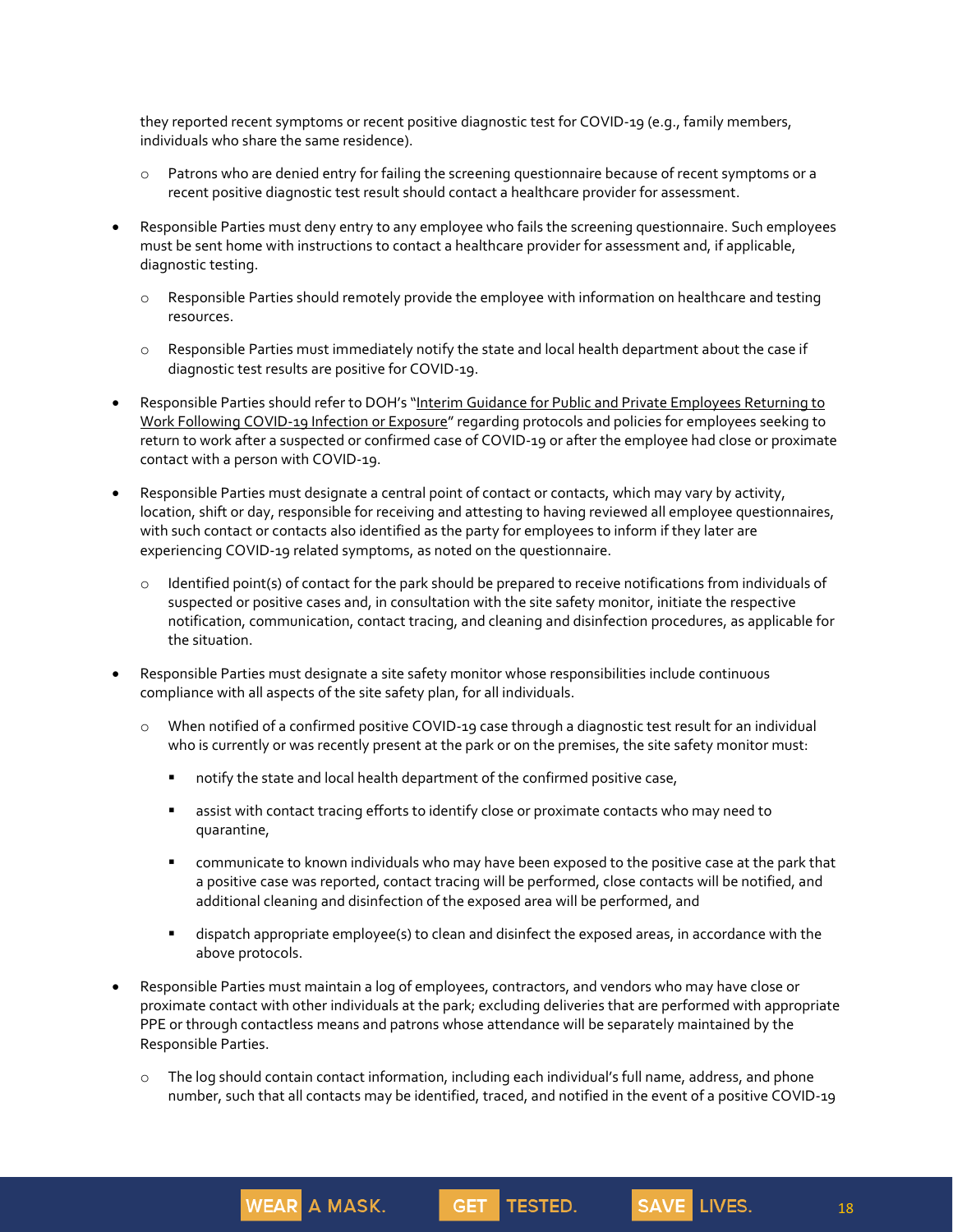they reported recent symptoms or recent positive diagnostic test for COVID-19 (e.g., family members, individuals who share the same residence).

  - Patrons who are denied entry for failing the screening questionnaire because of recent symptoms or a recent positive diagnostic test result should contact a healthcare provider for assessment.

- Responsible Parties must deny entry to any employee who fails the screening questionnaire. Such employees must be sent home with instructions to contact a healthcare provider for assessment and, if applicable, diagnostic testing.
  - Responsible Parties should remotely provide the employee with information on healthcare and testing resources.
  - Responsible Parties must immediately notify the state and local health department about the case if diagnostic test results are positive for COVID-19.
- Responsible Parties should refer to DOH's "Interim Guidance for Public and Private Employees Returning to Work Following COVID-19 Infection or Exposure" regarding protocols and policies for employees seeking to return to work after a suspected or confirmed case of COVID-19 or after the employee had close or proximate contact with a person with COVID-19.
- Responsible Parties must designate a central point of contact or contacts, which may vary by activity, location, shift or day, responsible for receiving and attesting to having reviewed all employee questionnaires, with such contact or contacts also identified as the party for employees to inform if they later are experiencing COVID-19 related symptoms, as noted on the questionnaire.
  - Identified point(s) of contact for the park should be prepared to receive notifications from individuals of suspected or positive cases and, in consultation with the site safety monitor, initiate the respective notification, communication, contact tracing, and cleaning and disinfection procedures, as applicable for the situation.
- Responsible Parties must designate a site safety monitor whose responsibilities include continuous compliance with all aspects of the site safety plan, for all individuals.
  - When notified of a confirmed positive COVID-19 case through a diagnostic test result for an individual who is currently or was recently present at the park or on the premises, the site safety monitor must:
    - notify the state and local health department of the confirmed positive case,
    - assist with contact tracing efforts to identify close or proximate contacts who may need to quarantine,
    - communicate to known individuals who may have been exposed to the positive case at the park that a positive case was reported, contact tracing will be performed, close contacts will be notified, and additional cleaning and disinfection of the exposed area will be performed, and
    - dispatch appropriate employee(s) to clean and disinfect the exposed areas, in accordance with the above protocols.
- Responsible Parties must maintain a log of employees, contractors, and vendors who may have close or proximate contact with other individuals at the park; excluding deliveries that are performed with appropriate PPE or through contactless means and patrons whose attendance will be separately maintained by the Responsible Parties.
  - The log should contain contact information, including each individual's full name, address, and phone number, such that all contacts may be identified, traced, and notified in the event of a positive COVID-19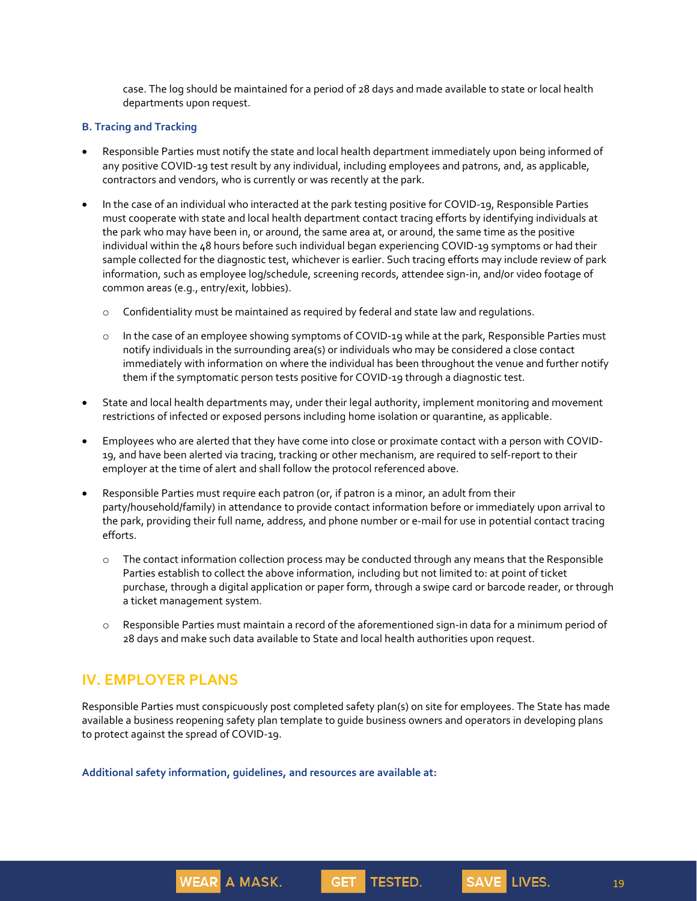case. The log should be maintained for a period of 28 days and made available to state or local health departments upon request.

### B. Tracing and Tracking

- Responsible Parties must notify the state and local health department immediately upon being informed of any positive COVID-19 test result by any individual, including employees and patrons, and, as applicable, contractors and vendors, who is currently or was recently at the park.
- In the case of an individual who interacted at the park testing positive for COVID-19, Responsible Parties must cooperate with state and local health department contact tracing efforts by identifying individuals at the park who may have been in, or around, the same area at, or around, the same time as the positive individual within the 48 hours before such individual began experiencing COVID-19 symptoms or had their sample collected for the diagnostic test, whichever is earlier. Such tracing efforts may include review of park information, such as employee log/schedule, screening records, attendee sign-in, and/or video footage of common areas (e.g., entry/exit, lobbies).
  - Confidentiality must be maintained as required by federal and state law and regulations.
  - In the case of an employee showing symptoms of COVID-19 while at the park, Responsible Parties must notify individuals in the surrounding area(s) or individuals who may be considered a close contact immediately with information on where the individual has been throughout the venue and further notify them if the symptomatic person tests positive for COVID-19 through a diagnostic test.
- State and local health departments may, under their legal authority, implement monitoring and movement restrictions of infected or exposed persons including home isolation or quarantine, as applicable.
- Employees who are alerted that they have come into close or proximate contact with a person with COVID-19, and have been alerted via tracing, tracking or other mechanism, are required to self-report to their employer at the time of alert and shall follow the protocol referenced above.
- Responsible Parties must require each patron (or, if patron is a minor, an adult from their party/household/family) in attendance to provide contact information before or immediately upon arrival to the park, providing their full name, address, and phone number or e-mail for use in potential contact tracing efforts.
  - The contact information collection process may be conducted through any means that the Responsible Parties establish to collect the above information, including but not limited to: at point of ticket purchase, through a digital application or paper form, through a swipe card or barcode reader, or through a ticket management system.
  - Responsible Parties must maintain a record of the aforementioned sign-in data for a minimum period of 28 days and make such data available to State and local health authorities upon request.

## IV. EMPLOYER PLANS

Responsible Parties must conspicuously post completed safety plan(s) on site for employees. The State has made available a business reopening safety plan template to guide business owners and operators in developing plans to protect against the spread of COVID-19.

**Additional safety information, guidelines, and resources are available at:**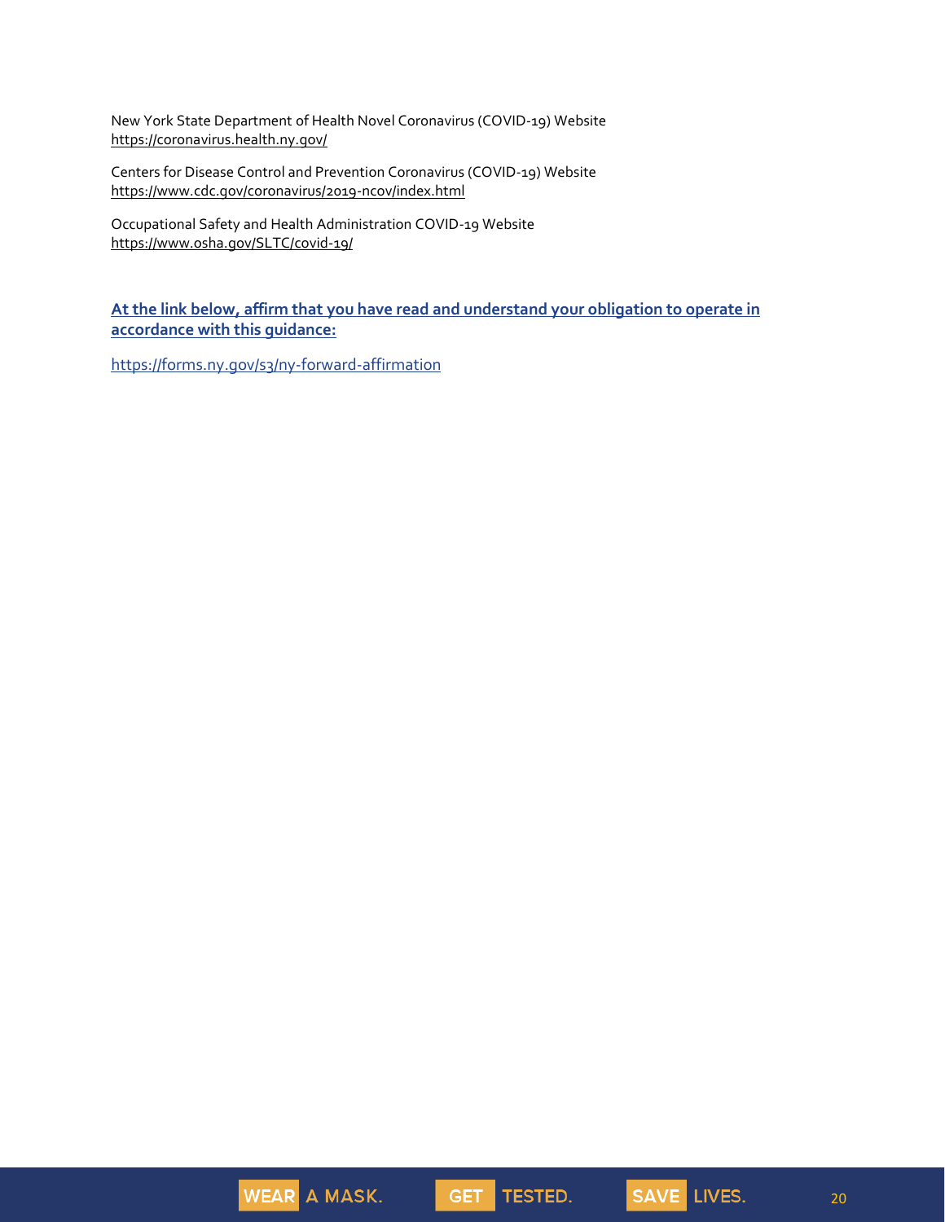New York State Department of Health Novel Coronavirus (COVID-19) Website
https://coronavirus.health.ny.gov/

Centers for Disease Control and Prevention Coronavirus (COVID-19) Website
https://www.cdc.gov/coronavirus/2019-ncov/index.html

Occupational Safety and Health Administration COVID-19 Website
https://www.osha.gov/SLTC/covid-19/

**At the link below, affirm that you have read and understand your obligation to operate in accordance with this guidance:**

https://forms.ny.gov/s3/ny-forward-affirmation